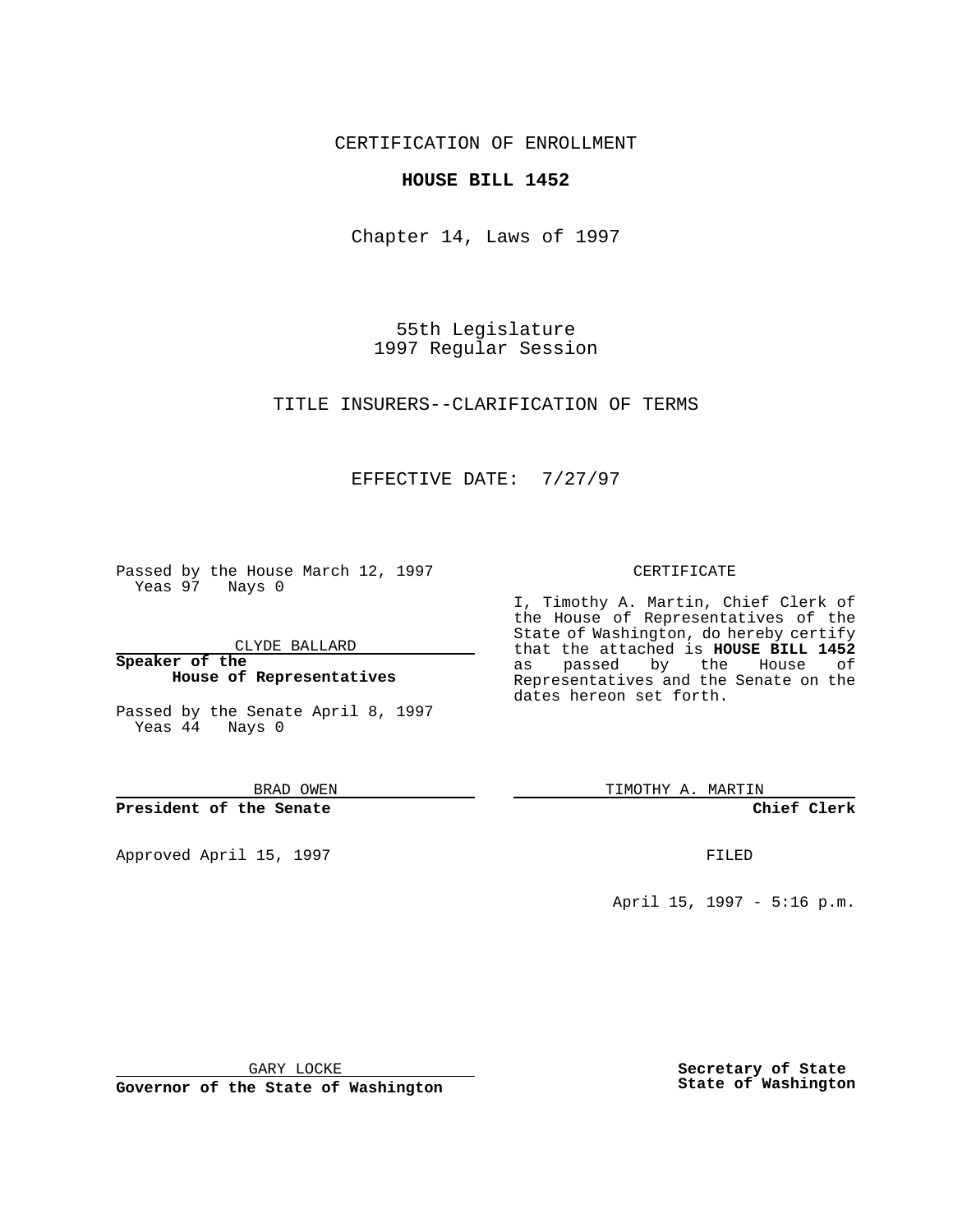CERTIFICATION OF ENROLLMENT

**HOUSE BILL 1452**

Chapter 14, Laws of 1997

55th Legislature
1997 Regular Session

TITLE INSURERS--CLARIFICATION OF TERMS

EFFECTIVE DATE: 7/27/97

Passed by the House March 12, 1997
Yeas 97 Nays 0

CLYDE BALLARD

**Speaker of the House of Representatives**

Passed by the Senate April 8, 1997
Yeas 44 Nays 0

BRAD OWEN

**President of the Senate**

Approved April 15, 1997

GARY LOCKE

**Governor of the State of Washington**

CERTIFICATE

I, Timothy A. Martin, Chief Clerk of the House of Representatives of the State of Washington, do hereby certify that the attached is **HOUSE BILL 1452** as passed by the House of Representatives and the Senate on the dates hereon set forth.

TIMOTHY A. MARTIN

**Chief Clerk**

FILED

April 15, 1997 - 5:16 p.m.

**Secretary of State**
**State of Washington**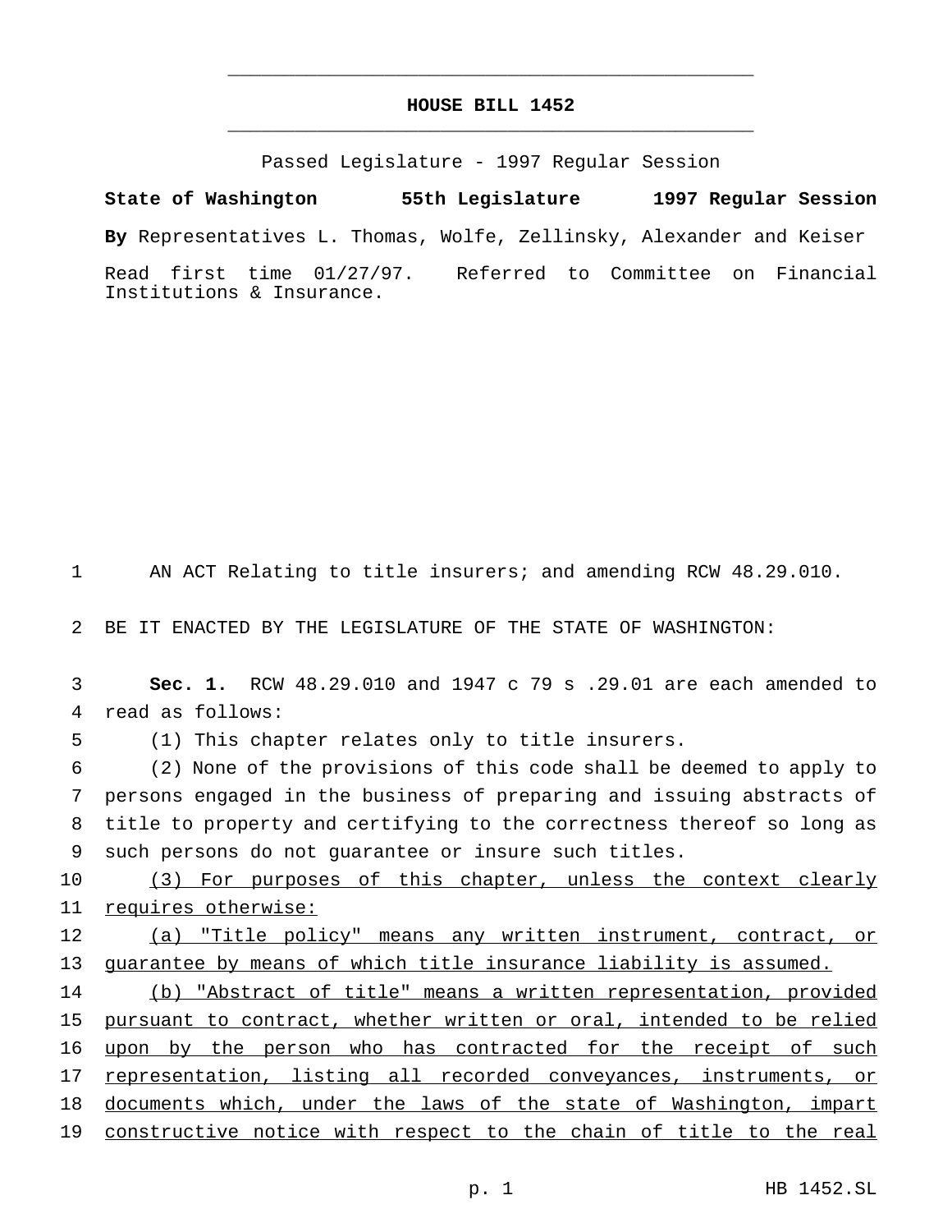# HOUSE BILL 1452

Passed Legislature - 1997 Regular Session

**State of Washington 55th Legislature 1997 Regular Session**

**By** Representatives L. Thomas, Wolfe, Zellinsky, Alexander and Keiser

Read first time 01/27/97. Referred to Committee on Financial Institutions & Insurance.

AN ACT Relating to title insurers; and amending RCW 48.29.010.

BE IT ENACTED BY THE LEGISLATURE OF THE STATE OF WASHINGTON:

**Sec. 1.** RCW 48.29.010 and 1947 c 79 s .29.01 are each amended to read as follows:

(1) This chapter relates only to title insurers.

(2) None of the provisions of this code shall be deemed to apply to persons engaged in the business of preparing and issuing abstracts of title to property and certifying to the correctness thereof so long as such persons do not guarantee or insure such titles.

(3) For purposes of this chapter, unless the context clearly requires otherwise:

(a) "Title policy" means any written instrument, contract, or guarantee by means of which title insurance liability is assumed.

(b) "Abstract of title" means a written representation, provided pursuant to contract, whether written or oral, intended to be relied upon by the person who has contracted for the receipt of such representation, listing all recorded conveyances, instruments, or documents which, under the laws of the state of Washington, impart constructive notice with respect to the chain of title to the real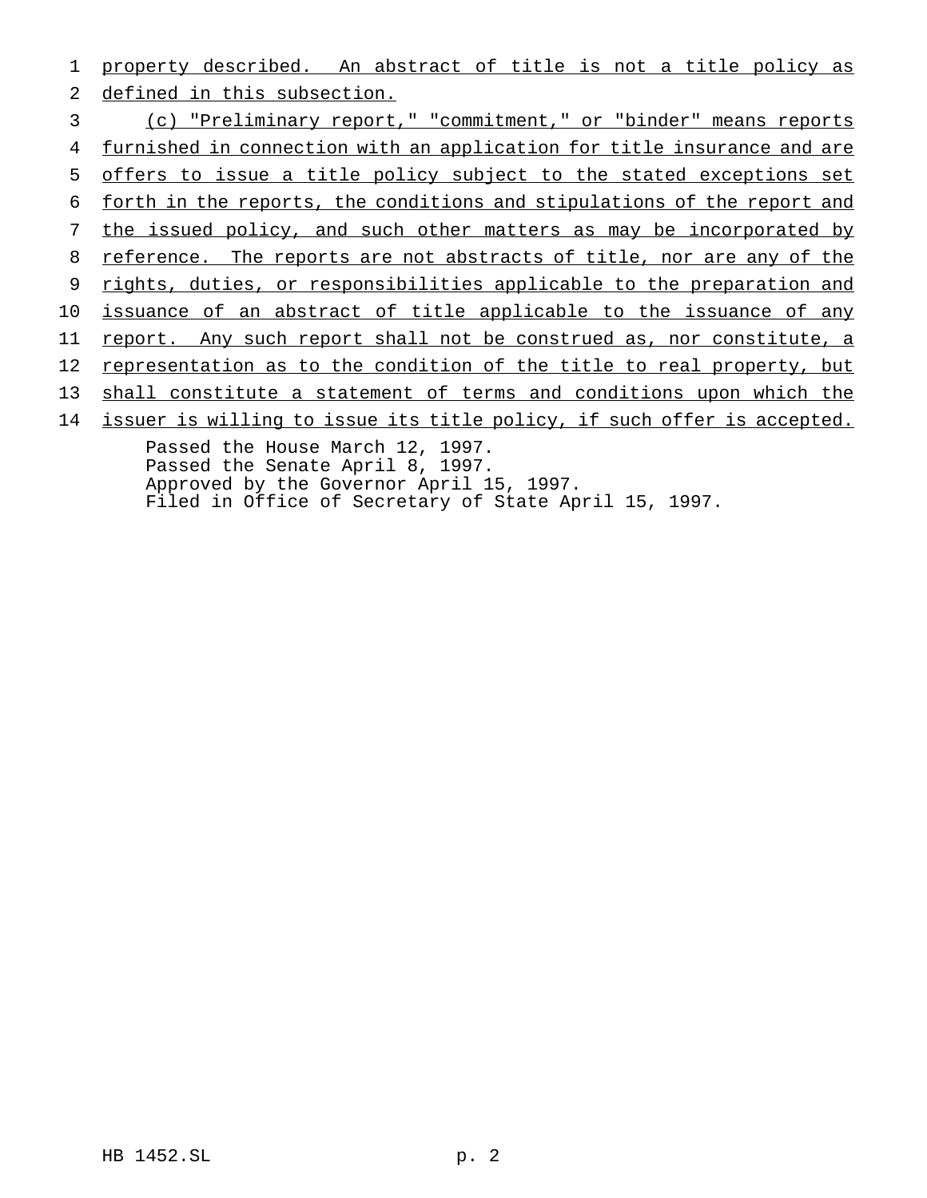property described. An abstract of title is not a title policy as defined in this subsection.

(c) "Preliminary report," "commitment," or "binder" means reports furnished in connection with an application for title insurance and are offers to issue a title policy subject to the stated exceptions set forth in the reports, the conditions and stipulations of the report and the issued policy, and such other matters as may be incorporated by reference. The reports are not abstracts of title, nor are any of the rights, duties, or responsibilities applicable to the preparation and issuance of an abstract of title applicable to the issuance of any report. Any such report shall not be construed as, nor constitute, a representation as to the condition of the title to real property, but shall constitute a statement of terms and conditions upon which the issuer is willing to issue its title policy, if such offer is accepted.

Passed the House March 12, 1997.
Passed the Senate April 8, 1997.
Approved by the Governor April 15, 1997.
Filed in Office of Secretary of State April 15, 1997.